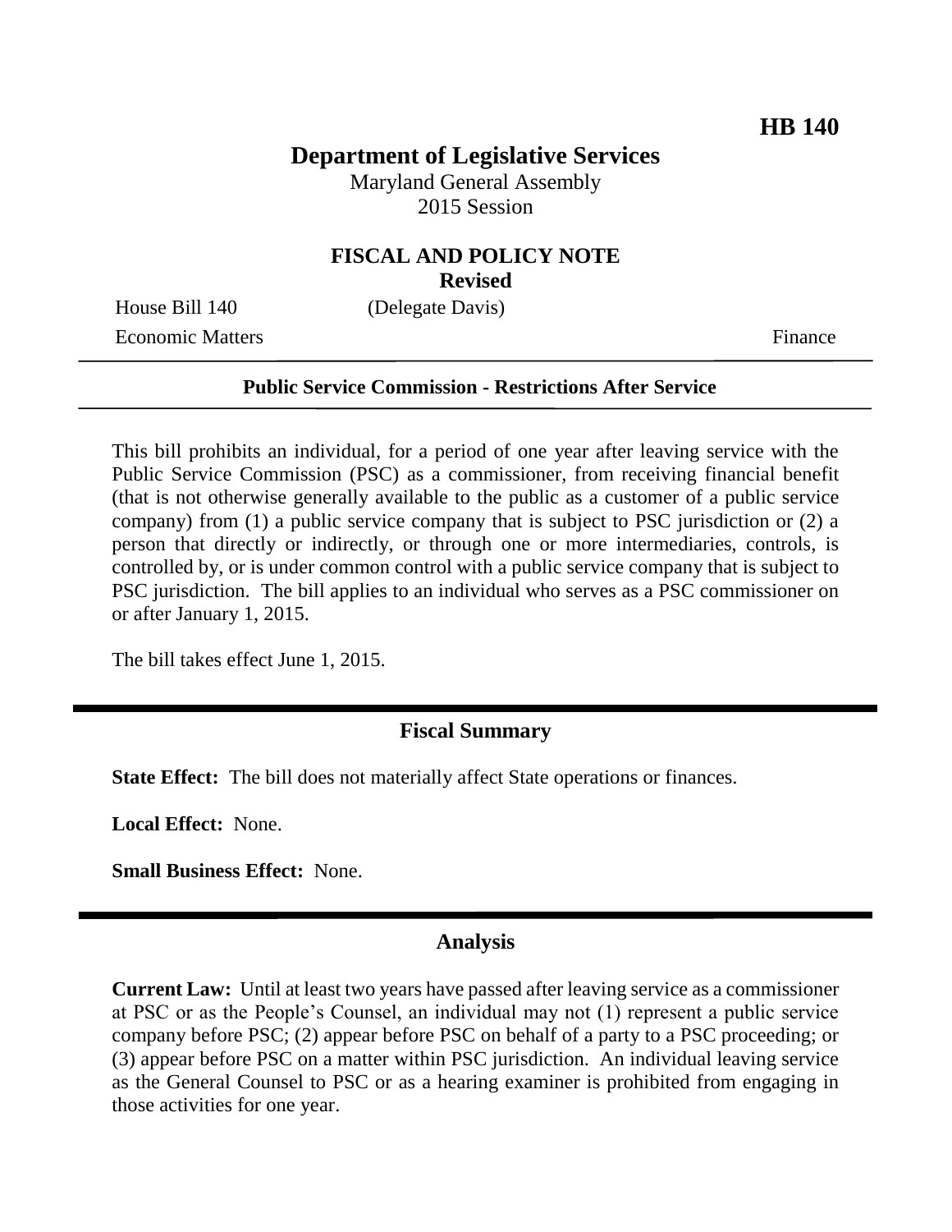**HB 140**

# Department of Legislative Services

Maryland General Assembly
2015 Session

## FISCAL AND POLICY NOTE
**Revised**

House Bill 140 (Delegate Davis)
Economic Matters Finance

**Public Service Commission - Restrictions After Service**

This bill prohibits an individual, for a period of one year after leaving service with the Public Service Commission (PSC) as a commissioner, from receiving financial benefit (that is not otherwise generally available to the public as a customer of a public service company) from (1) a public service company that is subject to PSC jurisdiction or (2) a person that directly or indirectly, or through one or more intermediaries, controls, is controlled by, or is under common control with a public service company that is subject to PSC jurisdiction. The bill applies to an individual who serves as a PSC commissioner on or after January 1, 2015.

The bill takes effect June 1, 2015.

## Fiscal Summary

**State Effect:** The bill does not materially affect State operations or finances.

**Local Effect:** None.

**Small Business Effect:** None.

## Analysis

**Current Law:** Until at least two years have passed after leaving service as a commissioner at PSC or as the People's Counsel, an individual may not (1) represent a public service company before PSC; (2) appear before PSC on behalf of a party to a PSC proceeding; or (3) appear before PSC on a matter within PSC jurisdiction. An individual leaving service as the General Counsel to PSC or as a hearing examiner is prohibited from engaging in those activities for one year.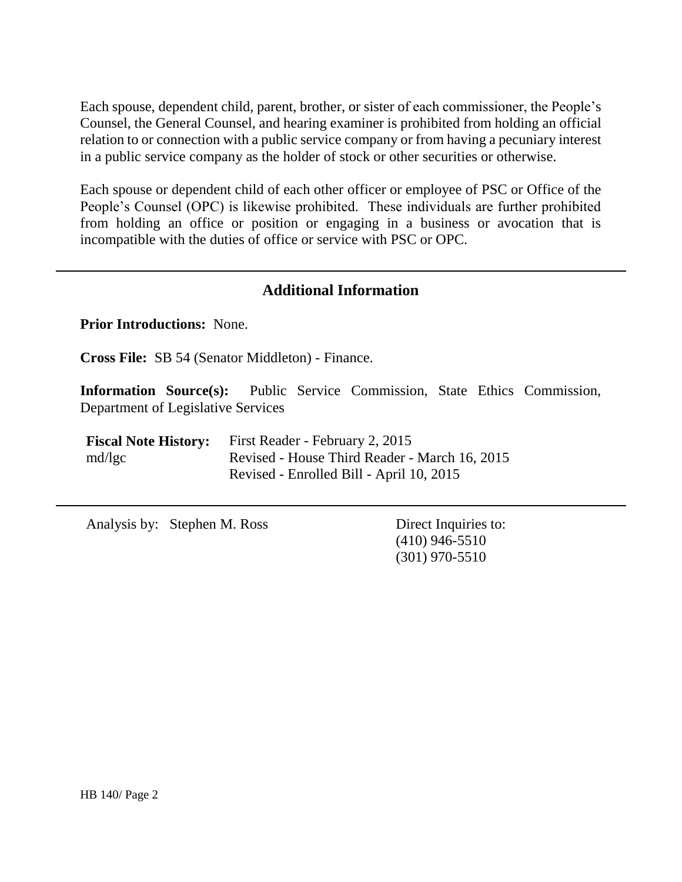Each spouse, dependent child, parent, brother, or sister of each commissioner, the People's Counsel, the General Counsel, and hearing examiner is prohibited from holding an official relation to or connection with a public service company or from having a pecuniary interest in a public service company as the holder of stock or other securities or otherwise.

Each spouse or dependent child of each other officer or employee of PSC or Office of the People's Counsel (OPC) is likewise prohibited. These individuals are further prohibited from holding an office or position or engaging in a business or avocation that is incompatible with the duties of office or service with PSC or OPC.

## Additional Information

**Prior Introductions:** None.

**Cross File:** SB 54 (Senator Middleton) - Finance.

**Information Source(s):** Public Service Commission, State Ethics Commission, Department of Legislative Services

| | |
|---|---|
| **Fiscal Note History:** | First Reader - February 2, 2015 |
| md/lgc | Revised - House Third Reader - March 16, 2015 |
| | Revised - Enrolled Bill - April 10, 2015 |

Analysis by: Stephen M. Ross

Direct Inquiries to:
(410) 946-5510
(301) 970-5510